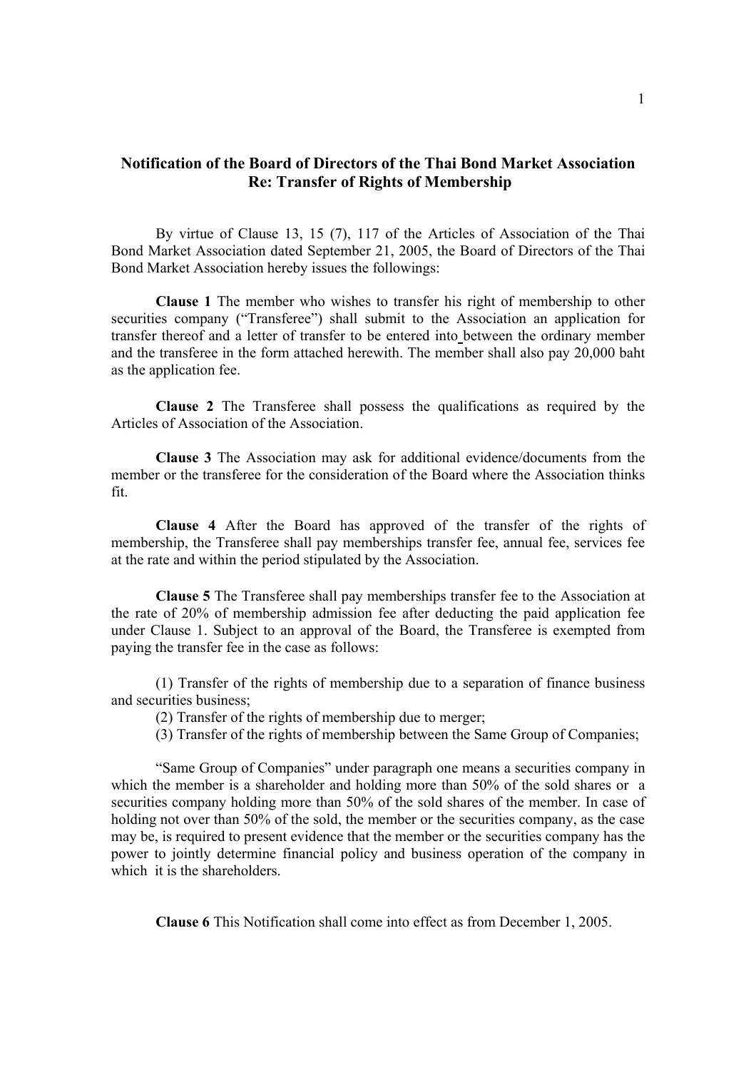# Notification of the Board of Directors of the Thai Bond Market Association
## Re: Transfer of Rights of Membership

By virtue of Clause 13, 15 (7), 117 of the Articles of Association of the Thai Bond Market Association dated September 21, 2005, the Board of Directors of the Thai Bond Market Association hereby issues the followings:

**Clause 1** The member who wishes to transfer his right of membership to other securities company ("Transferee") shall submit to the Association an application for transfer thereof and a letter of transfer to be entered into between the ordinary member and the transferee in the form attached herewith. The member shall also pay 20,000 baht as the application fee.

**Clause 2** The Transferee shall possess the qualifications as required by the Articles of Association of the Association.

**Clause 3** The Association may ask for additional evidence/documents from the member or the transferee for the consideration of the Board where the Association thinks fit.

**Clause 4** After the Board has approved of the transfer of the rights of membership, the Transferee shall pay memberships transfer fee, annual fee, services fee at the rate and within the period stipulated by the Association.

**Clause 5** The Transferee shall pay memberships transfer fee to the Association at the rate of 20% of membership admission fee after deducting the paid application fee under Clause 1. Subject to an approval of the Board, the Transferee is exempted from paying the transfer fee in the case as follows:

(1) Transfer of the rights of membership due to a separation of finance business and securities business;

(2) Transfer of the rights of membership due to merger;

(3) Transfer of the rights of membership between the Same Group of Companies;

"Same Group of Companies" under paragraph one means a securities company in which the member is a shareholder and holding more than 50% of the sold shares or a securities company holding more than 50% of the sold shares of the member. In case of holding not over than 50% of the sold, the member or the securities company, as the case may be, is required to present evidence that the member or the securities company has the power to jointly determine financial policy and business operation of the company in which it is the shareholders.

**Clause 6** This Notification shall come into effect as from December 1, 2005.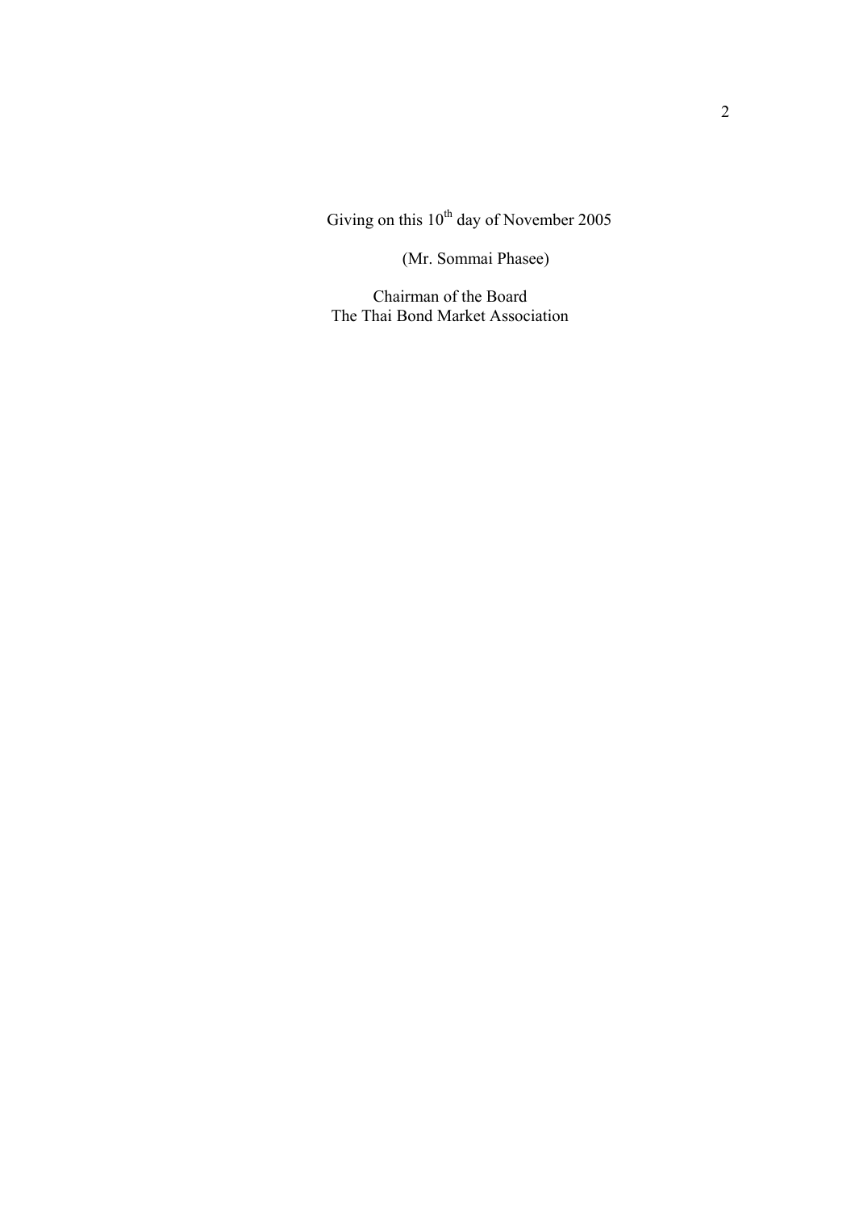Giving on this 10th day of November 2005

(Mr. Sommai Phasee)

Chairman of the Board
The Thai Bond Market Association